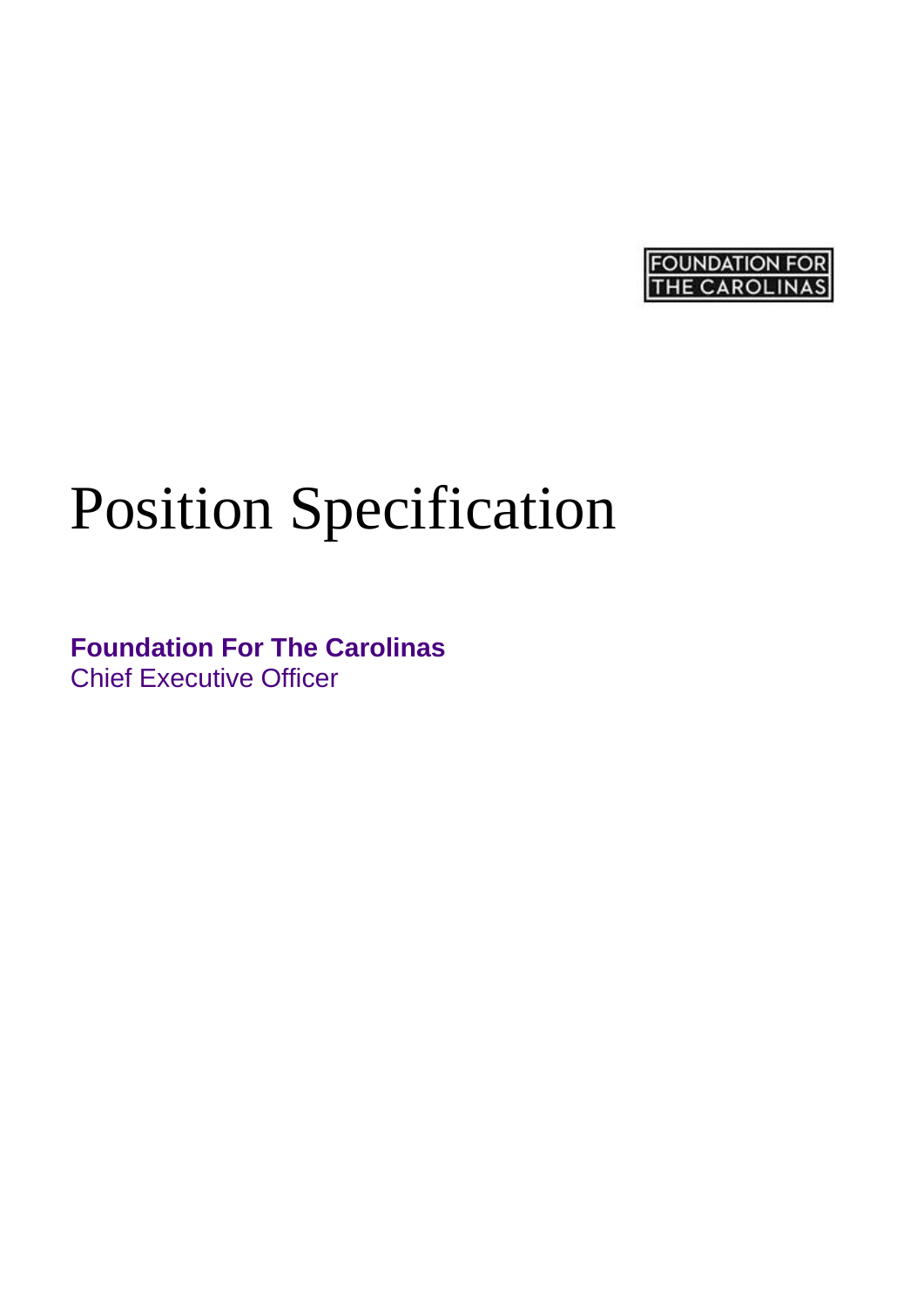FOUNDATION FOR THE CAROLINAS

# Position Specification

**Foundation For The Carolinas**
Chief Executive Officer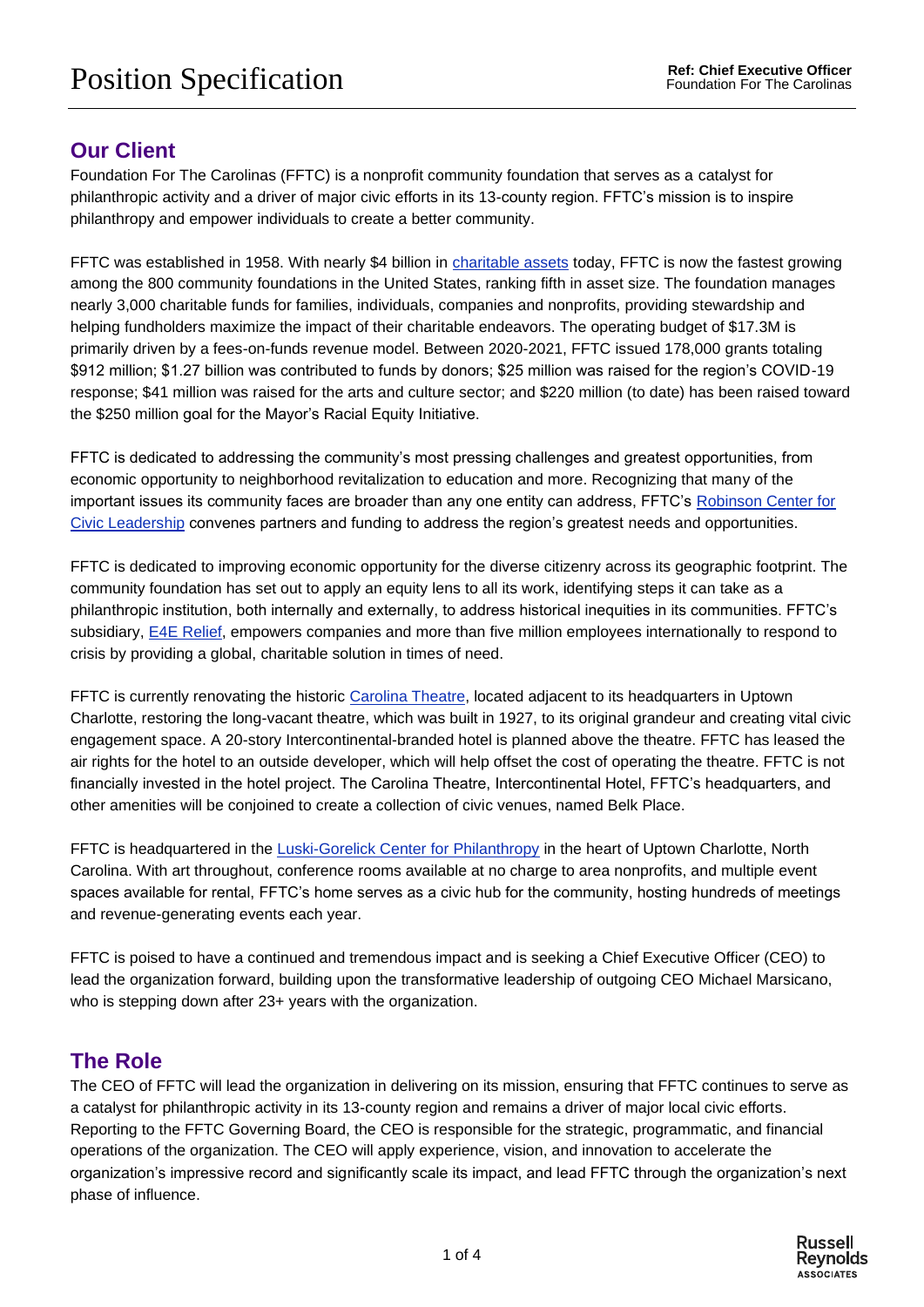# Position Specification

## Our Client

Foundation For The Carolinas (FFTC) is a nonprofit community foundation that serves as a catalyst for philanthropic activity and a driver of major civic efforts in its 13-county region. FFTC's mission is to inspire philanthropy and empower individuals to create a better community.

FFTC was established in 1958. With nearly $4 billion in charitable assets today, FFTC is now the fastest growing among the 800 community foundations in the United States, ranking fifth in asset size. The foundation manages nearly 3,000 charitable funds for families, individuals, companies and nonprofits, providing stewardship and helping fundholders maximize the impact of their charitable endeavors. The operating budget of $17.3M is primarily driven by a fees-on-funds revenue model. Between 2020-2021, FFTC issued 178,000 grants totaling $912 million; $1.27 billion was contributed to funds by donors; $25 million was raised for the region's COVID-19 response; $41 million was raised for the arts and culture sector; and $220 million (to date) has been raised toward the $250 million goal for the Mayor's Racial Equity Initiative.

FFTC is dedicated to addressing the community's most pressing challenges and greatest opportunities, from economic opportunity to neighborhood revitalization to education and more. Recognizing that many of the important issues its community faces are broader than any one entity can address, FFTC's Robinson Center for Civic Leadership convenes partners and funding to address the region's greatest needs and opportunities.

FFTC is dedicated to improving economic opportunity for the diverse citizenry across its geographic footprint. The community foundation has set out to apply an equity lens to all its work, identifying steps it can take as a philanthropic institution, both internally and externally, to address historical inequities in its communities. FFTC's subsidiary, E4E Relief, empowers companies and more than five million employees internationally to respond to crisis by providing a global, charitable solution in times of need.

FFTC is currently renovating the historic Carolina Theatre, located adjacent to its headquarters in Uptown Charlotte, restoring the long-vacant theatre, which was built in 1927, to its original grandeur and creating vital civic engagement space. A 20-story Intercontinental-branded hotel is planned above the theatre. FFTC has leased the air rights for the hotel to an outside developer, which will help offset the cost of operating the theatre. FFTC is not financially invested in the hotel project. The Carolina Theatre, Intercontinental Hotel, FFTC's headquarters, and other amenities will be conjoined to create a collection of civic venues, named Belk Place.

FFTC is headquartered in the Luski-Gorelick Center for Philanthropy in the heart of Uptown Charlotte, North Carolina. With art throughout, conference rooms available at no charge to area nonprofits, and multiple event spaces available for rental, FFTC's home serves as a civic hub for the community, hosting hundreds of meetings and revenue-generating events each year.

FFTC is poised to have a continued and tremendous impact and is seeking a Chief Executive Officer (CEO) to lead the organization forward, building upon the transformative leadership of outgoing CEO Michael Marsicano, who is stepping down after 23+ years with the organization.

## The Role

The CEO of FFTC will lead the organization in delivering on its mission, ensuring that FFTC continues to serve as a catalyst for philanthropic activity in its 13-county region and remains a driver of major local civic efforts. Reporting to the FFTC Governing Board, the CEO is responsible for the strategic, programmatic, and financial operations of the organization. The CEO will apply experience, vision, and innovation to accelerate the organization's impressive record and significantly scale its impact, and lead FFTC through the organization's next phase of influence.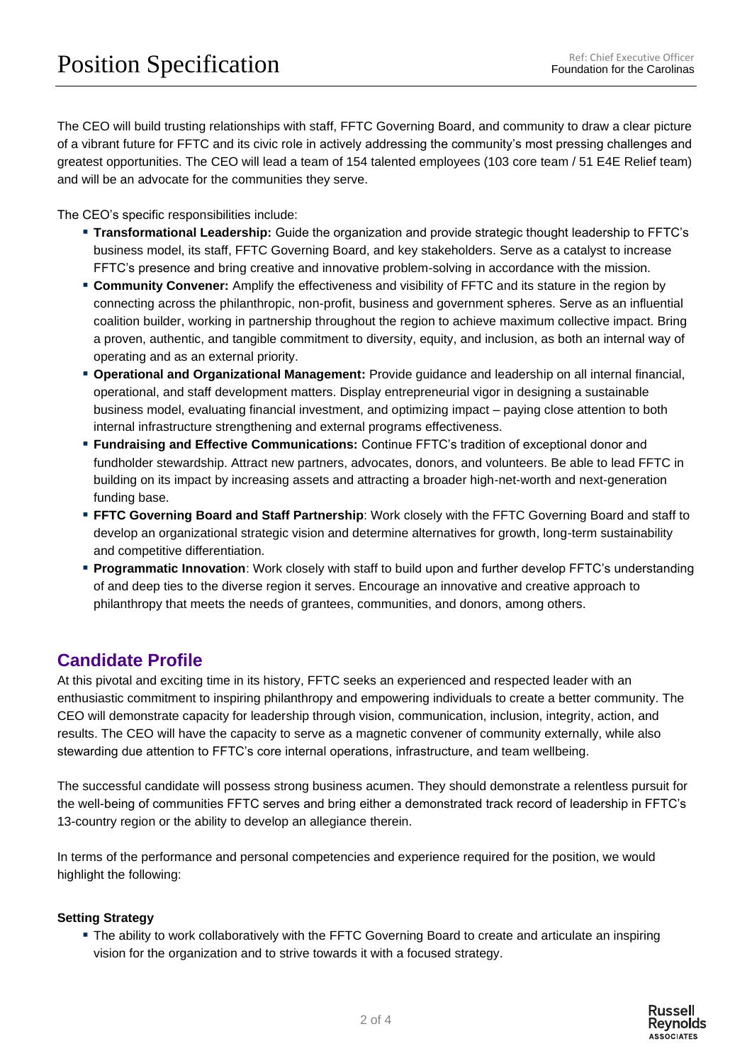The CEO will build trusting relationships with staff, FFTC Governing Board, and community to draw a clear picture of a vibrant future for FFTC and its civic role in actively addressing the community's most pressing challenges and greatest opportunities. The CEO will lead a team of 154 talented employees (103 core team / 51 E4E Relief team) and will be an advocate for the communities they serve.

The CEO's specific responsibilities include:

- **Transformational Leadership:** Guide the organization and provide strategic thought leadership to FFTC's business model, its staff, FFTC Governing Board, and key stakeholders. Serve as a catalyst to increase FFTC's presence and bring creative and innovative problem-solving in accordance with the mission.
- **Community Convener:** Amplify the effectiveness and visibility of FFTC and its stature in the region by connecting across the philanthropic, non-profit, business and government spheres. Serve as an influential coalition builder, working in partnership throughout the region to achieve maximum collective impact. Bring a proven, authentic, and tangible commitment to diversity, equity, and inclusion, as both an internal way of operating and as an external priority.
- **Operational and Organizational Management:** Provide guidance and leadership on all internal financial, operational, and staff development matters. Display entrepreneurial vigor in designing a sustainable business model, evaluating financial investment, and optimizing impact – paying close attention to both internal infrastructure strengthening and external programs effectiveness.
- **Fundraising and Effective Communications:** Continue FFTC's tradition of exceptional donor and fundholder stewardship. Attract new partners, advocates, donors, and volunteers. Be able to lead FFTC in building on its impact by increasing assets and attracting a broader high-net-worth and next-generation funding base.
- **FFTC Governing Board and Staff Partnership**: Work closely with the FFTC Governing Board and staff to develop an organizational strategic vision and determine alternatives for growth, long-term sustainability and competitive differentiation.
- **Programmatic Innovation**: Work closely with staff to build upon and further develop FFTC's understanding of and deep ties to the diverse region it serves. Encourage an innovative and creative approach to philanthropy that meets the needs of grantees, communities, and donors, among others.

## Candidate Profile

At this pivotal and exciting time in its history, FFTC seeks an experienced and respected leader with an enthusiastic commitment to inspiring philanthropy and empowering individuals to create a better community. The CEO will demonstrate capacity for leadership through vision, communication, inclusion, integrity, action, and results. The CEO will have the capacity to serve as a magnetic convener of community externally, while also stewarding due attention to FFTC's core internal operations, infrastructure, and team wellbeing.

The successful candidate will possess strong business acumen. They should demonstrate a relentless pursuit for the well-being of communities FFTC serves and bring either a demonstrated track record of leadership in FFTC's 13-country region or the ability to develop an allegiance therein.

In terms of the performance and personal competencies and experience required for the position, we would highlight the following:

### Setting Strategy

- The ability to work collaboratively with the FFTC Governing Board to create and articulate an inspiring vision for the organization and to strive towards it with a focused strategy.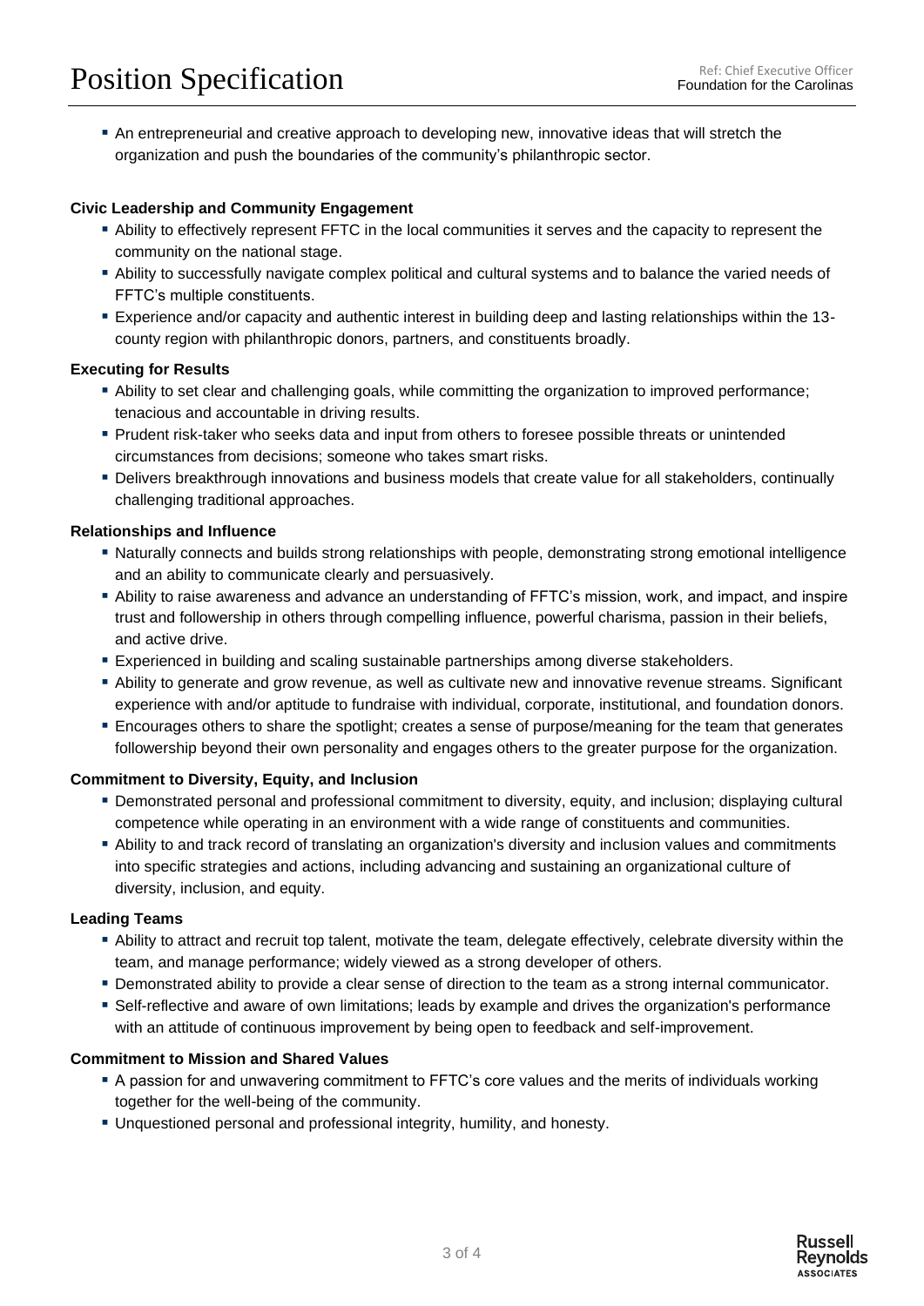- An entrepreneurial and creative approach to developing new, innovative ideas that will stretch the organization and push the boundaries of the community's philanthropic sector.

**Civic Leadership and Community Engagement**

- Ability to effectively represent FFTC in the local communities it serves and the capacity to represent the community on the national stage.
- Ability to successfully navigate complex political and cultural systems and to balance the varied needs of FFTC's multiple constituents.
- Experience and/or capacity and authentic interest in building deep and lasting relationships within the 13-county region with philanthropic donors, partners, and constituents broadly.

**Executing for Results**

- Ability to set clear and challenging goals, while committing the organization to improved performance; tenacious and accountable in driving results.
- Prudent risk-taker who seeks data and input from others to foresee possible threats or unintended circumstances from decisions; someone who takes smart risks.
- Delivers breakthrough innovations and business models that create value for all stakeholders, continually challenging traditional approaches.

**Relationships and Influence**

- Naturally connects and builds strong relationships with people, demonstrating strong emotional intelligence and an ability to communicate clearly and persuasively.
- Ability to raise awareness and advance an understanding of FFTC's mission, work, and impact, and inspire trust and followership in others through compelling influence, powerful charisma, passion in their beliefs, and active drive.
- Experienced in building and scaling sustainable partnerships among diverse stakeholders.
- Ability to generate and grow revenue, as well as cultivate new and innovative revenue streams. Significant experience with and/or aptitude to fundraise with individual, corporate, institutional, and foundation donors.
- Encourages others to share the spotlight; creates a sense of purpose/meaning for the team that generates followership beyond their own personality and engages others to the greater purpose for the organization.

**Commitment to Diversity, Equity, and Inclusion**

- Demonstrated personal and professional commitment to diversity, equity, and inclusion; displaying cultural competence while operating in an environment with a wide range of constituents and communities.
- Ability to and track record of translating an organization's diversity and inclusion values and commitments into specific strategies and actions, including advancing and sustaining an organizational culture of diversity, inclusion, and equity.

**Leading Teams**

- Ability to attract and recruit top talent, motivate the team, delegate effectively, celebrate diversity within the team, and manage performance; widely viewed as a strong developer of others.
- Demonstrated ability to provide a clear sense of direction to the team as a strong internal communicator.
- Self-reflective and aware of own limitations; leads by example and drives the organization's performance with an attitude of continuous improvement by being open to feedback and self-improvement.

**Commitment to Mission and Shared Values**

- A passion for and unwavering commitment to FFTC's core values and the merits of individuals working together for the well-being of the community.
- Unquestioned personal and professional integrity, humility, and honesty.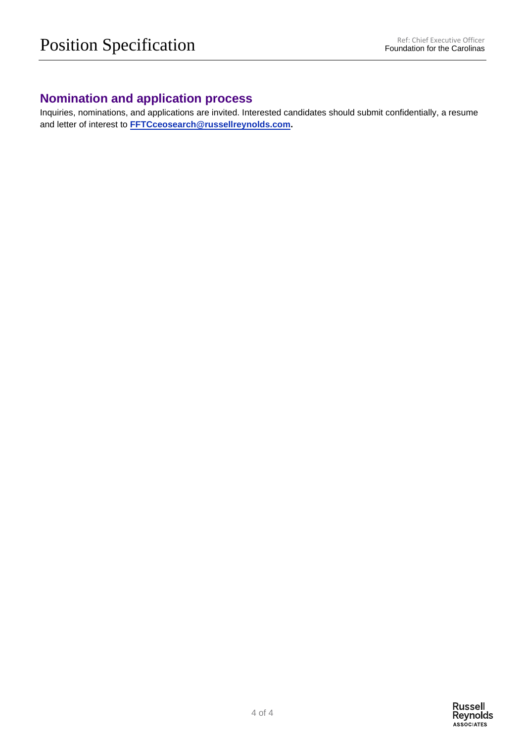## Nomination and application process

Inquiries, nominations, and applications are invited. Interested candidates should submit confidentially, a resume and letter of interest to **FFTCceosearch@russellreynolds.com.**